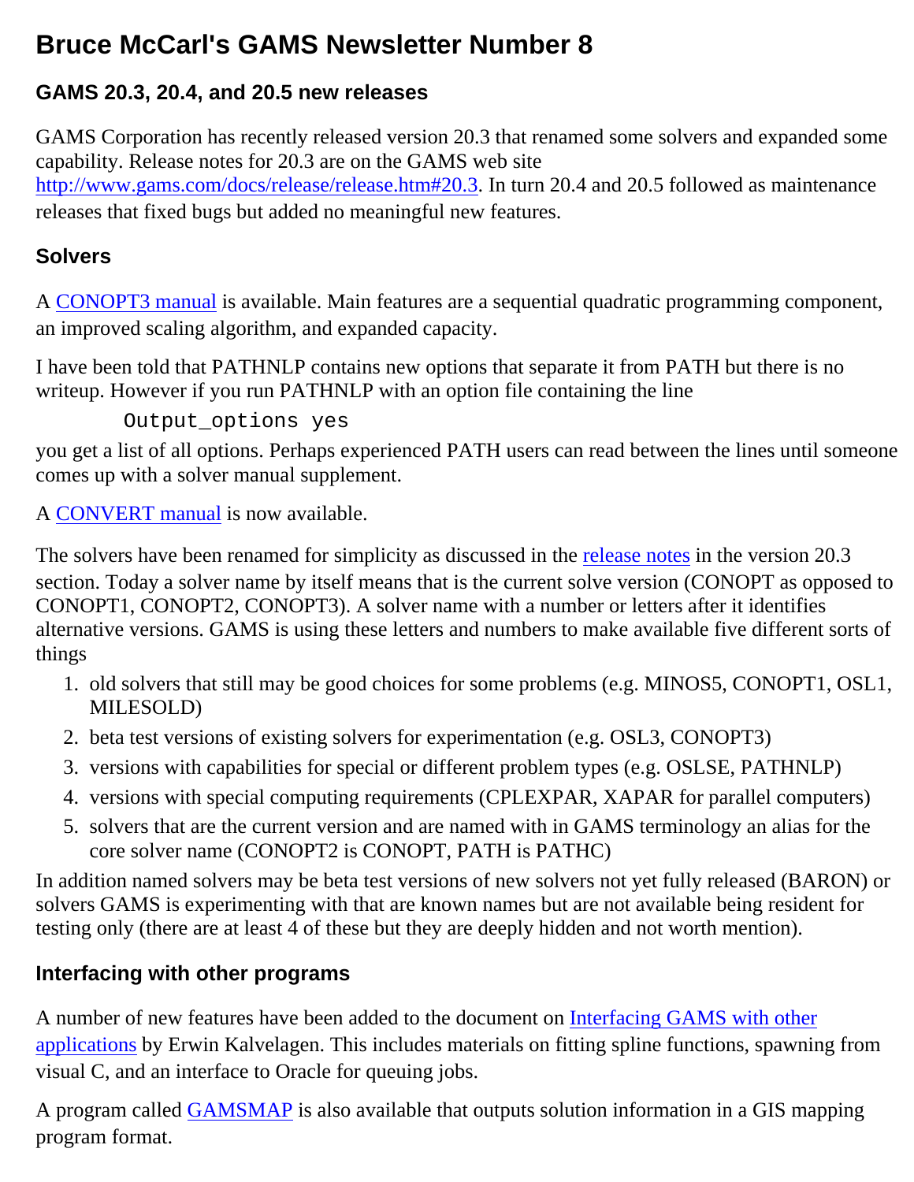# Bruce McCarl's GAMS Newsletter Number 8

## GAMS 20.3, 20.4, and 20.5 new releases

GAMS Corporation has recently released version 20.3 that renamed some solvers and expanded some capability. Release notes for 20.3 are on the GAMS web site http://www.gams.com/docs/release/release.htm#20.3. In turn 20.4 and 20.5 followed as maintenance releases that fixed bugs but added no meaningful new features.

## Solvers

A CONOPT3 manual is available. Main features are a sequential quadratic programming component, an improved scaling algorithm, and expanded capacity.

I have been told that PATHNLP contains new options that separate it from PATH but there is no writeup. However if you run PATHNLP with an option file containing the line

```
Output_options yes
```

you get a list of all options. Perhaps experienced PATH users can read between the lines until someone comes up with a solver manual supplement.

A CONVERT manual is now available.

The solvers have been renamed for simplicity as discussed in the release notes in the version 20.3 section. Today a solver name by itself means that is the current solve version (CONOPT as opposed to CONOPT1, CONOPT2, CONOPT3). A solver name with a number or letters after it identifies alternative versions. GAMS is using these letters and numbers to make available five different sorts of things

1. old solvers that still may be good choices for some problems (e.g. MINOS5, CONOPT1, OSL1, MILESOLD)
2. beta test versions of existing solvers for experimentation (e.g. OSL3, CONOPT3)
3. versions with capabilities for special or different problem types (e.g. OSLSE, PATHNLP)
4. versions with special computing requirements (CPLEXPAR, XAPAR for parallel computers)
5. solvers that are the current version and are named with in GAMS terminology an alias for the core solver name (CONOPT2 is CONOPT, PATH is PATHC)

In addition named solvers may be beta test versions of new solvers not yet fully released (BARON) or solvers GAMS is experimenting with that are known names but are not available being resident for testing only (there are at least 4 of these but they are deeply hidden and not worth mention).

## Interfacing with other programs

A number of new features have been added to the document on Interfacing GAMS with other applications by Erwin Kalvelagen. This includes materials on fitting spline functions, spawning from visual C, and an interface to Oracle for queuing jobs.

A program called GAMSMAP is also available that outputs solution information in a GIS mapping program format.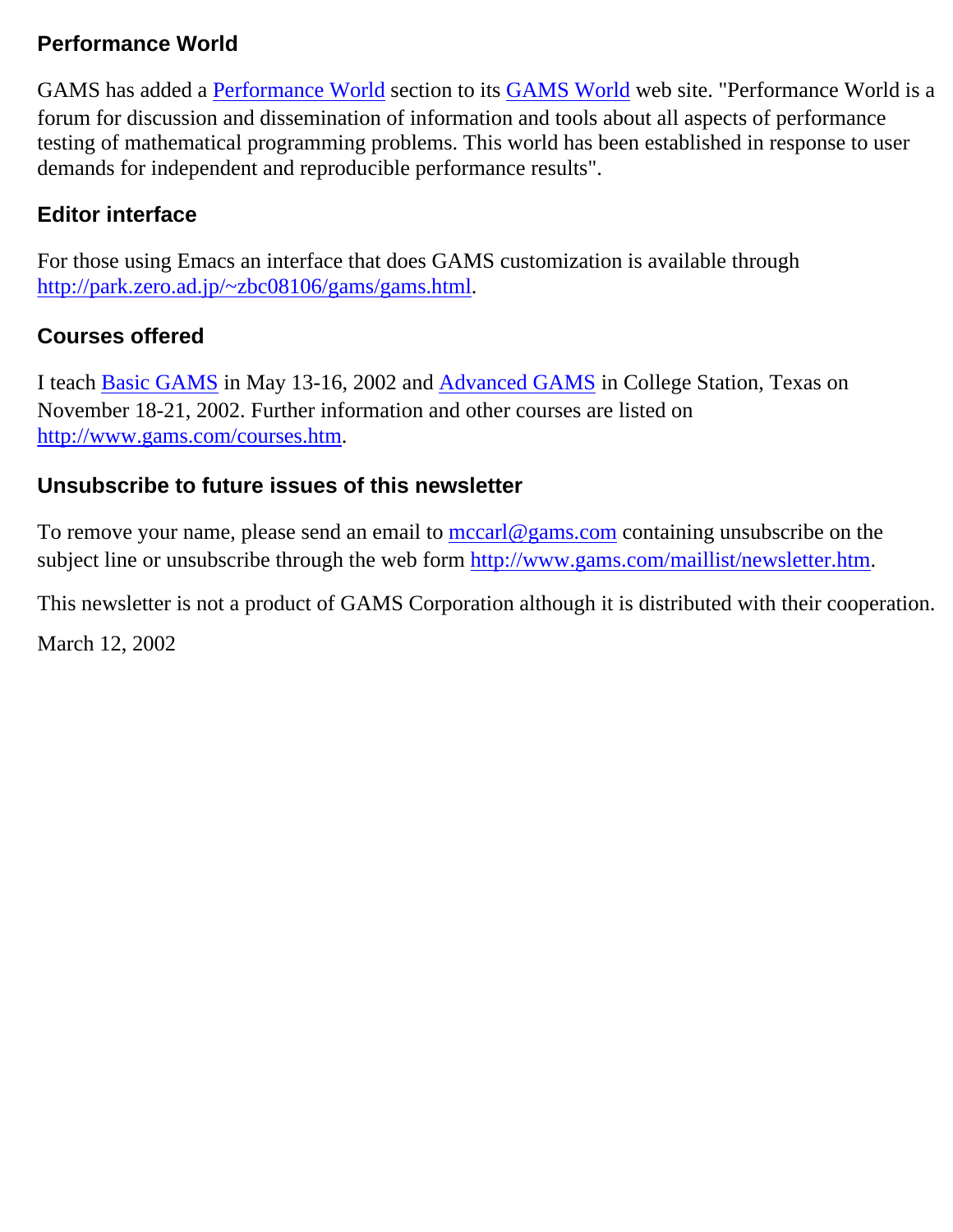## Performance World

GAMS has added a Performance World section to its GAMS World web site. "Performance World is a forum for discussion and dissemination of information and tools about all aspects of performance testing of mathematical programming problems. This world has been established in response to user demands for independent and reproducible performance results".

## Editor interface

For those using Emacs an interface that does GAMS customization is available through http://park.zero.ad.jp/~zbc08106/gams/gams.html.

## Courses offered

I teach Basic GAMS in May 13-16, 2002 and Advanced GAMS in College Station, Texas on November 18-21, 2002. Further information and other courses are listed on http://www.gams.com/courses.htm.

## Unsubscribe to future issues of this newsletter

To remove your name, please send an email to mccarl@gams.com containing unsubscribe on the subject line or unsubscribe through the web form http://www.gams.com/maillist/newsletter.htm.

This newsletter is not a product of GAMS Corporation although it is distributed with their cooperation.

March 12, 2002